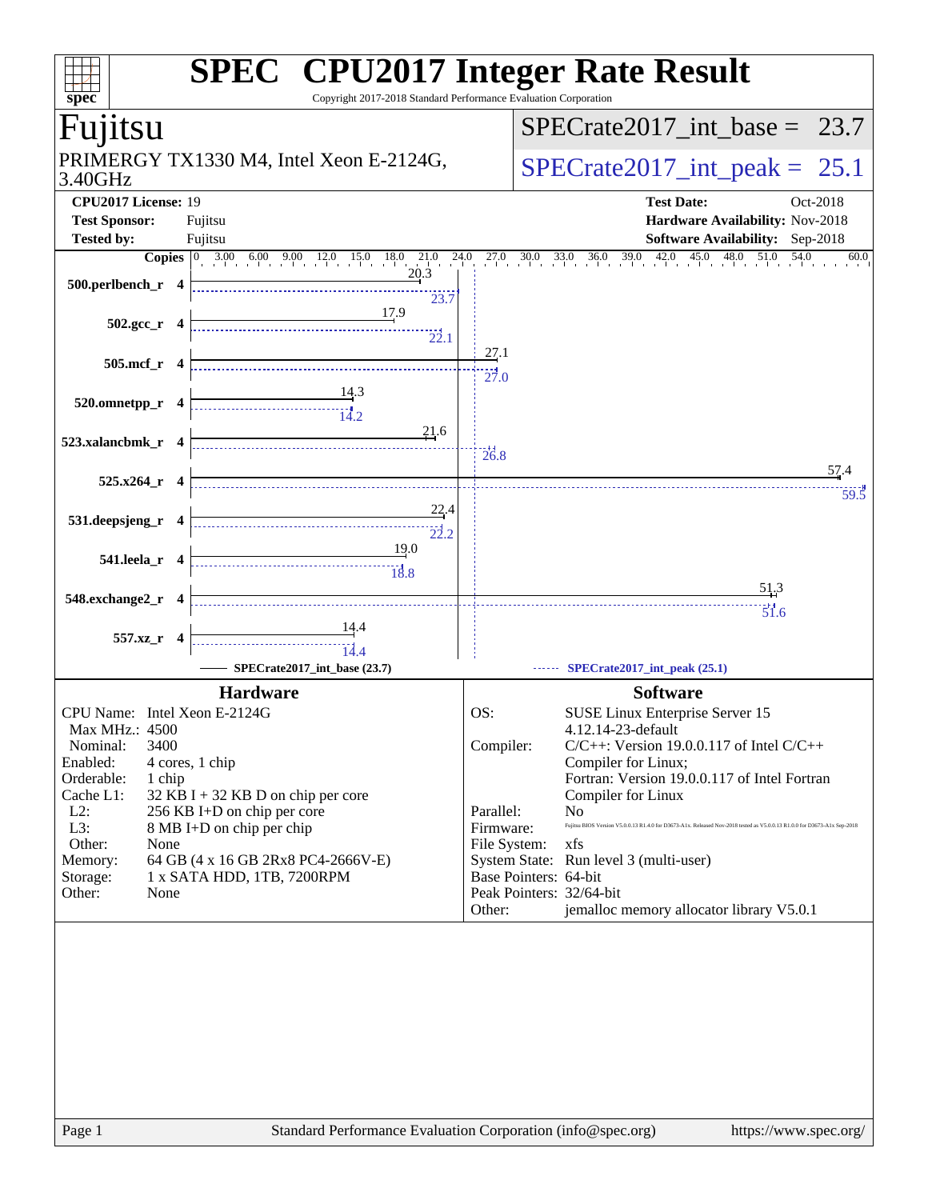# SPEC CPU2017 Integer Rate Result

Copyright 2017-2018 Standard Performance Evaluation Corporation

## Fujitsu

PRIMERGY TX1330 M4, Intel Xeon E-2124G, 3.40GHz

SPECrate2017_int_base = 23.7

SPECrate2017_int_peak = 25.1

**CPU2017 License:** 19
**Test Sponsor:** Fujitsu
**Tested by:** Fujitsu

**Test Date:** Oct-2018
**Hardware Availability:** Nov-2018
**Software Availability:** Sep-2018

| Benchmark | Copies | Base | Peak |
|---|---|---|---|
| 500.perlbench_r | 4 | 20.3 | 23.7 |
| 502.gcc_r | 4 | 17.9 | 22.1 |
| 505.mcf_r | 4 | 27.1 | 27.0 |
| 520.omnetpp_r | 4 | 14.3 | 14.2 |
| 523.xalancbmk_r | 4 | 21.6 | 26.8 |
| 525.x264_r | 4 | 57.4 | 59.5 |
| 531.deepsjeng_r | 4 | 22.4 | 22.2 |
| 541.leela_r | 4 | 19.0 | 18.8 |
| 548.exchange2_r | 4 | 51.3 | 51.6 |
| 557.xz_r | 4 | 14.4 | 14.4 |

SPECrate2017_int_base (23.7) — SPECrate2017_int_peak (25.1)

### Hardware

| | |
|---|---|
| CPU Name: | Intel Xeon E-2124G |
| Max MHz.: | 4500 |
| Nominal: | 3400 |
| Enabled: | 4 cores, 1 chip |
| Orderable: | 1 chip |
| Cache L1: | 32 KB I + 32 KB D on chip per core |
| L2: | 256 KB I+D on chip per core |
| L3: | 8 MB I+D on chip per chip |
| Other: | None |
| Memory: | 64 GB (4 x 16 GB 2Rx8 PC4-2666V-E) |
| Storage: | 1 x SATA HDD, 1TB, 7200RPM |
| Other: | None |

### Software

| | |
|---|---|
| OS: | SUSE Linux Enterprise Server 15 4.12.14-23-default |
| Compiler: | C/C++: Version 19.0.0.117 of Intel C/C++ Compiler for Linux; Fortran: Version 19.0.0.117 of Intel Fortran Compiler for Linux |
| Parallel: | No |
| Firmware: | Fujitsu BIOS Version V5.0.0.13 R1.4.0 for D3673-A1x. Released Nov-2018 tested as V5.0.0.13 R1.0.0 for D3673-A1x Sep-2018 |
| File System: | xfs |
| System State: | Run level 3 (multi-user) |
| Base Pointers: | 64-bit |
| Peak Pointers: | 32/64-bit |
| Other: | jemalloc memory allocator library V5.0.1 |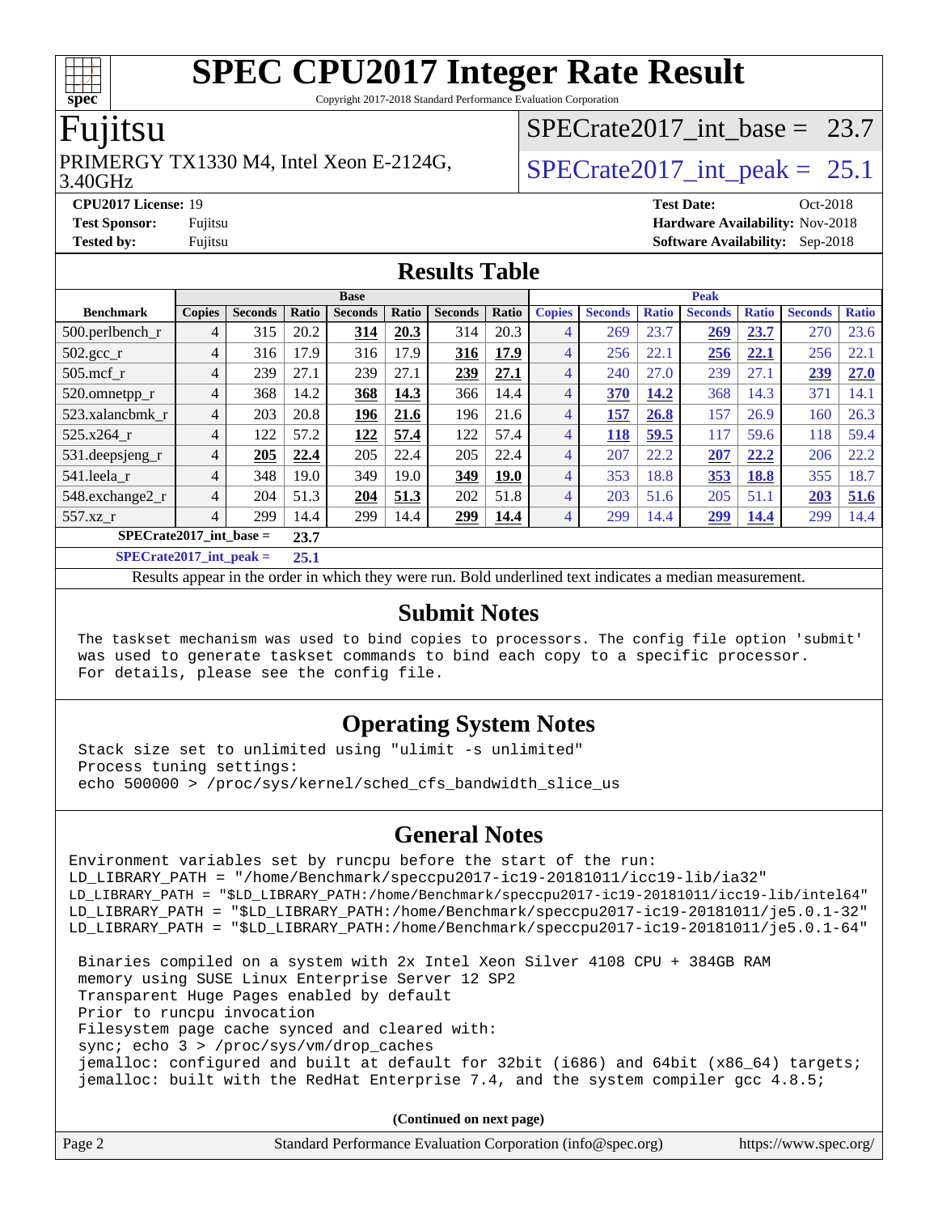# SPEC CPU2017 Integer Rate Result

Copyright 2017-2018 Standard Performance Evaluation Corporation

## Fujitsu

PRIMERGY TX1330 M4, Intel Xeon E-2124G, 3.40GHz

SPECrate2017_int_base = 23.7

SPECrate2017_int_peak = 25.1

**CPU2017 License:** 19
**Test Sponsor:** Fujitsu
**Tested by:** Fujitsu

**Test Date:** Oct-2018
**Hardware Availability:** Nov-2018
**Software Availability:** Sep-2018

## Results Table

| Benchmark | Base | | | | | | | Peak | | | | | | |
|---|---|---|---|---|---|---|---|---|---|---|---|---|---|---|
| | Copies | Seconds | Ratio | Seconds | Ratio | Seconds | Ratio | Copies | Seconds | Ratio | Seconds | Ratio | Seconds | Ratio |
| 500.perlbench_r | 4 | 315 | 20.2 | **314** | **20.3** | 314 | 20.3 | 4 | 269 | 23.7 | **269** | **23.7** | 270 | 23.6 |
| 502.gcc_r | 4 | 316 | 17.9 | 316 | 17.9 | **316** | **17.9** | 4 | 256 | 22.1 | **256** | **22.1** | 256 | 22.1 |
| 505.mcf_r | 4 | 239 | 27.1 | 239 | 27.1 | **239** | **27.1** | 4 | 240 | 27.0 | 239 | 27.1 | **239** | **27.0** |
| 520.omnetpp_r | 4 | 368 | 14.2 | **368** | **14.3** | 366 | 14.4 | 4 | **370** | **14.2** | 368 | 14.3 | 371 | 14.1 |
| 523.xalancbmk_r | 4 | 203 | 20.8 | **196** | **21.6** | 196 | 21.6 | 4 | **157** | **26.8** | 157 | 26.9 | 160 | 26.3 |
| 525.x264_r | 4 | 122 | 57.2 | **122** | **57.4** | 122 | 57.4 | 4 | **118** | **59.5** | 117 | 59.6 | 118 | 59.4 |
| 531.deepsjeng_r | 4 | **205** | **22.4** | 205 | 22.4 | 205 | 22.4 | 4 | 207 | 22.2 | **207** | **22.2** | 206 | 22.2 |
| 541.leela_r | 4 | 348 | 19.0 | 349 | 19.0 | **349** | **19.0** | 4 | 353 | 18.8 | **353** | **18.8** | 355 | 18.7 |
| 548.exchange2_r | 4 | 204 | 51.3 | **204** | **51.3** | 202 | 51.8 | 4 | 203 | 51.6 | 205 | 51.1 | **203** | **51.6** |
| 557.xz_r | 4 | 299 | 14.4 | 299 | 14.4 | **299** | **14.4** | 4 | 299 | 14.4 | **299** | **14.4** | 299 | 14.4 |

**SPECrate2017_int_base = 23.7**

**SPECrate2017_int_peak = 25.1**

Results appear in the order in which they were run. Bold underlined text indicates a median measurement.

## Submit Notes

```
The taskset mechanism was used to bind copies to processors. The config file option 'submit'
was used to generate taskset commands to bind each copy to a specific processor.
For details, please see the config file.
```

## Operating System Notes

```
Stack size set to unlimited using "ulimit -s unlimited"
Process tuning settings:
echo 500000 > /proc/sys/kernel/sched_cfs_bandwidth_slice_us
```

## General Notes

```
Environment variables set by runcpu before the start of the run:
LD_LIBRARY_PATH = "/home/Benchmark/speccpu2017-ic19-20181011/icc19-lib/ia32"
LD_LIBRARY_PATH = "$LD_LIBRARY_PATH:/home/Benchmark/speccpu2017-ic19-20181011/icc19-lib/intel64"
LD_LIBRARY_PATH = "$LD_LIBRARY_PATH:/home/Benchmark/speccpu2017-ic19-20181011/je5.0.1-32"
LD_LIBRARY_PATH = "$LD_LIBRARY_PATH:/home/Benchmark/speccpu2017-ic19-20181011/je5.0.1-64"

 Binaries compiled on a system with 2x Intel Xeon Silver 4108 CPU + 384GB RAM
 memory using SUSE Linux Enterprise Server 12 SP2
 Transparent Huge Pages enabled by default
 Prior to runcpu invocation
 Filesystem page cache synced and cleared with:
 sync; echo 3 > /proc/sys/vm/drop_caches
 jemalloc: configured and built at default for 32bit (i686) and 64bit (x86_64) targets;
 jemalloc: built with the RedHat Enterprise 7.4, and the system compiler gcc 4.8.5;
```

**(Continued on next page)**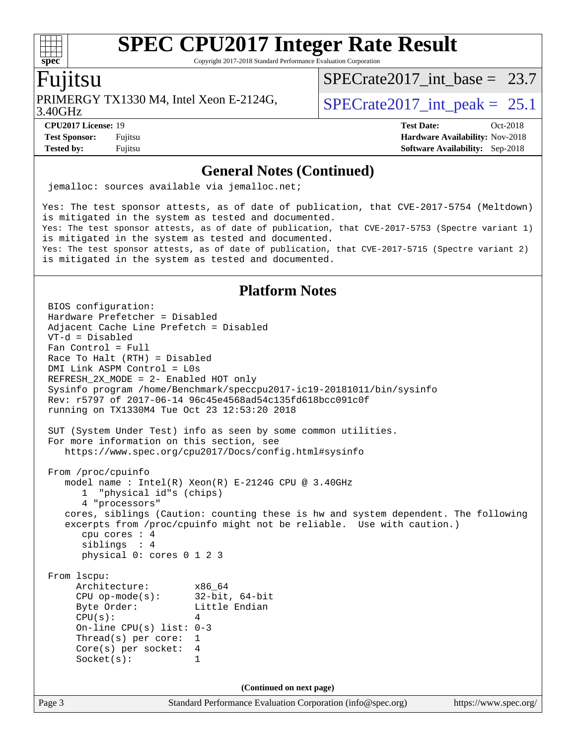## General Notes (Continued)

```
jemalloc: sources available via jemalloc.net;

Yes: The test sponsor attests, as of date of publication, that CVE-2017-5754 (Meltdown)
is mitigated in the system as tested and documented.
Yes: The test sponsor attests, as of date of publication, that CVE-2017-5753 (Spectre variant 1)
is mitigated in the system as tested and documented.
Yes: The test sponsor attests, as of date of publication, that CVE-2017-5715 (Spectre variant 2)
is mitigated in the system as tested and documented.
```

## Platform Notes

```
BIOS configuration:
Hardware Prefetcher = Disabled
Adjacent Cache Line Prefetch = Disabled
VT-d = Disabled
Fan Control = Full
Race To Halt (RTH) = Disabled
DMI Link ASPM Control = L0s
REFRESH_2X_MODE = 2- Enabled HOT only
Sysinfo program /home/Benchmark/speccpu2017-ic19-20181011/bin/sysinfo
Rev: r5797 of 2017-06-14 96c45e4568ad54c135fd618bcc091c0f
running on TX1330M4 Tue Oct 23 12:53:20 2018

SUT (System Under Test) info as seen by some common utilities.
For more information on this section, see
   https://www.spec.org/cpu2017/Docs/config.html#sysinfo

From /proc/cpuinfo
   model name : Intel(R) Xeon(R) E-2124G CPU @ 3.40GHz
      1  "physical id"s (chips)
      4 "processors"
   cores, siblings (Caution: counting these is hw and system dependent. The following
   excerpts from /proc/cpuinfo might not be reliable.  Use with caution.)
      cpu cores : 4
      siblings  : 4
      physical 0: cores 0 1 2 3

From lscpu:
     Architecture:          x86_64
     CPU op-mode(s):        32-bit, 64-bit
     Byte Order:            Little Endian
     CPU(s):                4
     On-line CPU(s) list: 0-3
     Thread(s) per core:  1
     Core(s) per socket:  4
     Socket(s):           1
```

(Continued on next page)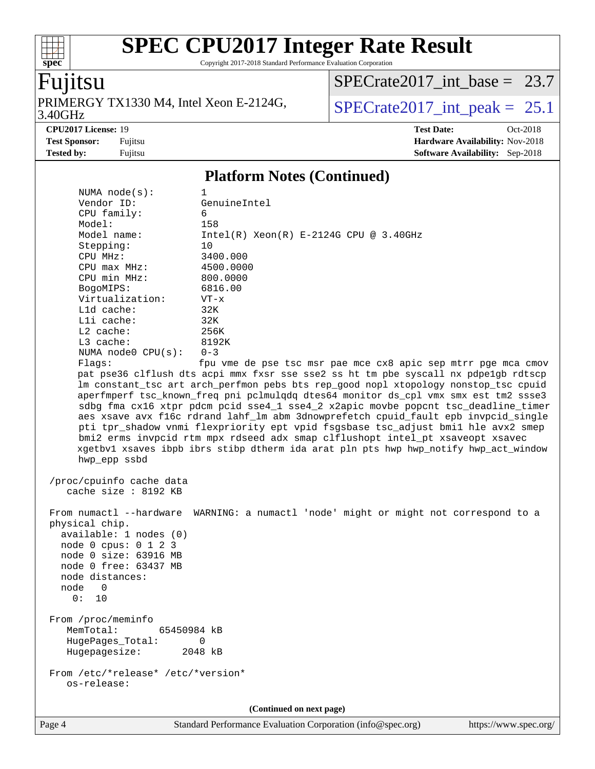## Platform Notes (Continued)

```
     NUMA node(s):          1
     Vendor ID:             GenuineIntel
     CPU family:            6
     Model:                 158
     Model name:            Intel(R) Xeon(R) E-2124G CPU @ 3.40GHz
     Stepping:              10
     CPU MHz:               3400.000
     CPU max MHz:           4500.0000
     CPU min MHz:           800.0000
     BogoMIPS:              6816.00
     Virtualization:        VT-x
     L1d cache:             32K
     L1i cache:             32K
     L2 cache:              256K
     L3 cache:              8192K
     NUMA node0 CPU(s):     0-3
     Flags:                 fpu vme de pse tsc msr pae mce cx8 apic sep mtrr pge mca cmov
     pat pse36 clflush dts acpi mmx fxsr sse sse2 ss ht tm pbe syscall nx pdpe1gb rdtscp
     lm constant_tsc art arch_perfmon pebs bts rep_good nopl xtopology nonstop_tsc cpuid
     aperfmperf tsc_known_freq pni pclmulqdq dtes64 monitor ds_cpl vmx smx est tm2 ssse3
     sdbg fma cx16 xtpr pdcm pcid sse4_1 sse4_2 x2apic movbe popcnt tsc_deadline_timer
     aes xsave avx f16c rdrand lahf_lm abm 3dnowprefetch cpuid_fault epb invpcid_single
     pti tpr_shadow vnmi flexpriority ept vpid fsgsbase tsc_adjust bmi1 hle avx2 smep
     bmi2 erms invpcid rtm mpx rdseed adx smap clflushopt intel_pt xsaveopt xsavec
     xgetbv1 xsaves ibpb ibrs stibp dtherm ida arat pln pts hwp hwp_notify hwp_act_window
     hwp_epp ssbd

 /proc/cpuinfo cache data
    cache size : 8192 KB

 From numactl --hardware  WARNING: a numactl 'node' might or might not correspond to a
 physical chip.
   available: 1 nodes (0)
   node 0 cpus: 0 1 2 3
   node 0 size: 63916 MB
   node 0 free: 63437 MB
   node distances:
   node   0
     0:  10

 From /proc/meminfo
    MemTotal:       65450984 kB
    HugePages_Total:       0
    Hugepagesize:       2048 kB

 From /etc/*release* /etc/*version*
    os-release:
```

(Continued on next page)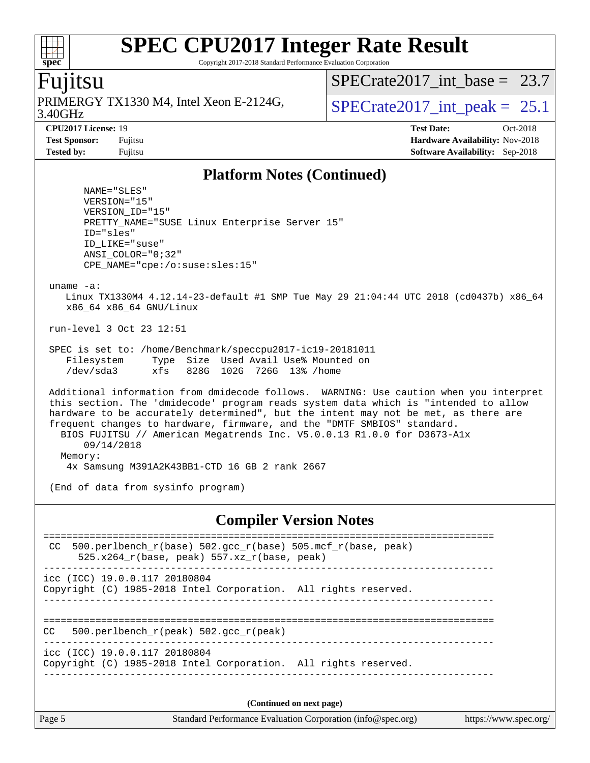## Platform Notes (Continued)

```
      NAME="SLES"
      VERSION="15"
      VERSION_ID="15"
      PRETTY_NAME="SUSE Linux Enterprise Server 15"
      ID="sles"
      ID_LIKE="suse"
      ANSI_COLOR="0;32"
      CPE_NAME="cpe:/o:suse:sles:15"

 uname -a:
    Linux TX1330M4 4.12.14-23-default #1 SMP Tue May 29 21:04:44 UTC 2018 (cd0437b) x86_64
    x86_64 x86_64 GNU/Linux

 run-level 3 Oct 23 12:51

 SPEC is set to: /home/Benchmark/speccpu2017-ic19-20181011
    Filesystem     Type  Size  Used Avail Use% Mounted on
    /dev/sda3      xfs   828G  102G  726G  13% /home

 Additional information from dmidecode follows.  WARNING: Use caution when you interpret
 this section. The 'dmidecode' program reads system data which is "intended to allow
 hardware to be accurately determined", but the intent may not be met, as there are
 frequent changes to hardware, firmware, and the "DMTF SMBIOS" standard.
   BIOS FUJITSU // American Megatrends Inc. V5.0.0.13 R1.0.0 for D3673-A1x
      09/14/2018
   Memory:
    4x Samsung M391A2K43BB1-CTD 16 GB 2 rank 2667

 (End of data from sysinfo program)
```

## Compiler Version Notes

```
==============================================================================
 CC  500.perlbench_r(base) 502.gcc_r(base) 505.mcf_r(base, peak)
      525.x264_r(base, peak) 557.xz_r(base, peak)
------------------------------------------------------------------------------
icc (ICC) 19.0.0.117 20180804
Copyright (C) 1985-2018 Intel Corporation.  All rights reserved.
------------------------------------------------------------------------------

==============================================================================
CC   500.perlbench_r(peak) 502.gcc_r(peak)
------------------------------------------------------------------------------
icc (ICC) 19.0.0.117 20180804
Copyright (C) 1985-2018 Intel Corporation.  All rights reserved.
------------------------------------------------------------------------------
```

(Continued on next page)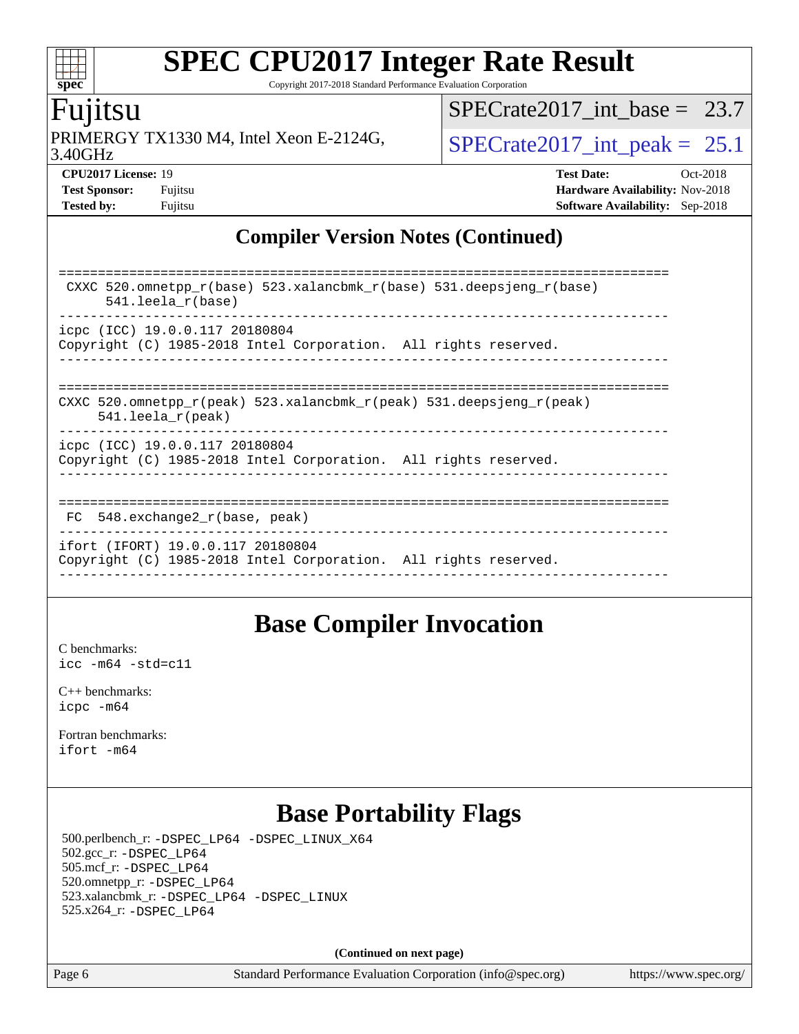## Compiler Version Notes (Continued)

```
==============================================================================
 CXXC 520.omnetpp_r(base) 523.xalancbmk_r(base) 531.deepsjeng_r(base)
      541.leela_r(base)
------------------------------------------------------------------------------
icpc (ICC) 19.0.0.117 20180804
Copyright (C) 1985-2018 Intel Corporation.  All rights reserved.
------------------------------------------------------------------------------

==============================================================================
CXXC 520.omnetpp_r(peak) 523.xalancbmk_r(peak) 531.deepsjeng_r(peak)
     541.leela_r(peak)
------------------------------------------------------------------------------
icpc (ICC) 19.0.0.117 20180804
Copyright (C) 1985-2018 Intel Corporation.  All rights reserved.
------------------------------------------------------------------------------

==============================================================================
 FC  548.exchange2_r(base, peak)
------------------------------------------------------------------------------
ifort (IFORT) 19.0.0.117 20180804
Copyright (C) 1985-2018 Intel Corporation.  All rights reserved.
------------------------------------------------------------------------------
```

## Base Compiler Invocation

C benchmarks:
`icc -m64 -std=c11`

C++ benchmarks:
`icpc -m64`

Fortran benchmarks:
`ifort -m64`

## Base Portability Flags

500.perlbench_r: `-DSPEC_LP64 -DSPEC_LINUX_X64`
502.gcc_r: `-DSPEC_LP64`
505.mcf_r: `-DSPEC_LP64`
520.omnetpp_r: `-DSPEC_LP64`
523.xalancbmk_r: `-DSPEC_LP64 -DSPEC_LINUX`
525.x264_r: `-DSPEC_LP64`

**(Continued on next page)**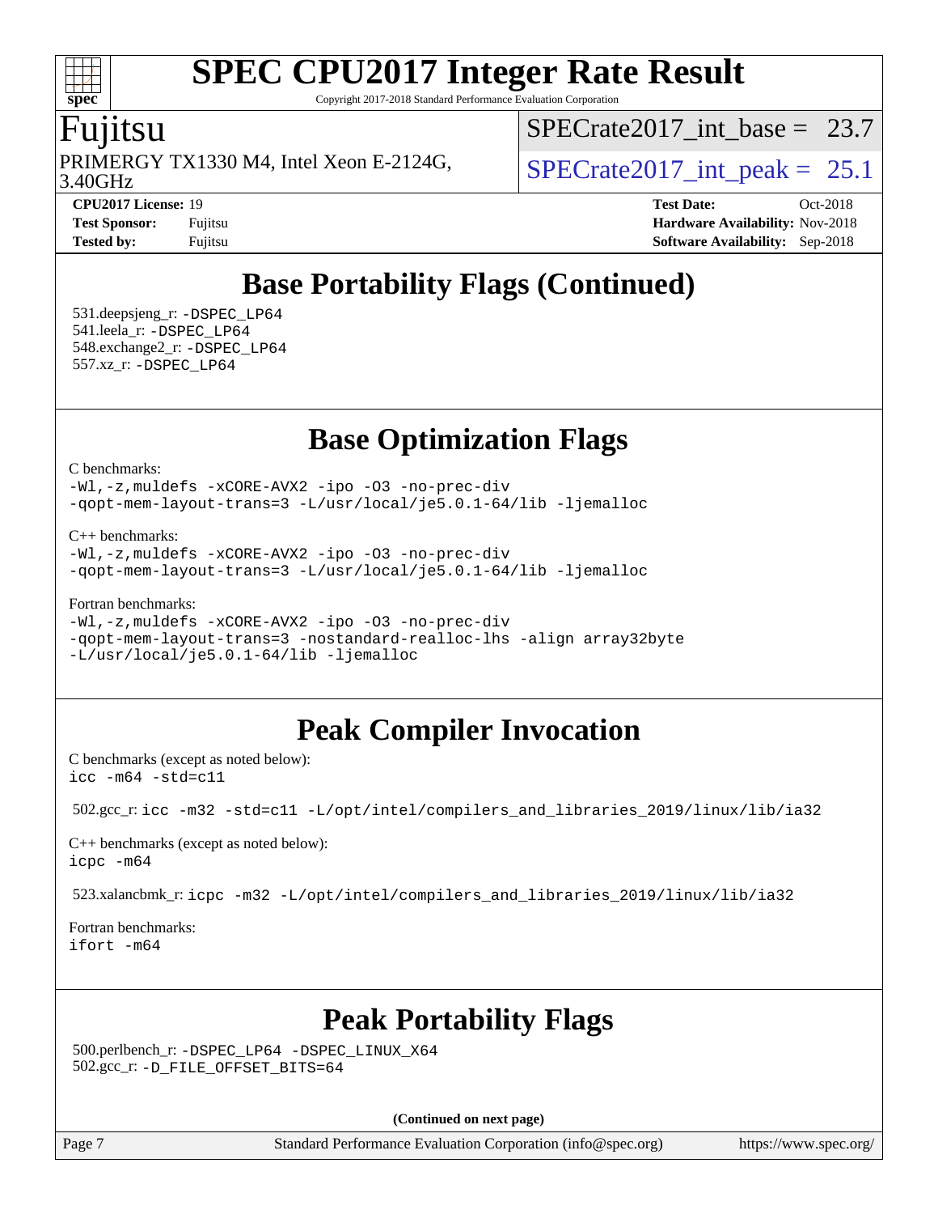## Base Portability Flags (Continued)

531.deepsjeng_r: -DSPEC_LP64
541.leela_r: -DSPEC_LP64
548.exchange2_r: -DSPEC_LP64
557.xz_r: -DSPEC_LP64

## Base Optimization Flags

C benchmarks:
-Wl,-z,muldefs -xCORE-AVX2 -ipo -O3 -no-prec-div
-qopt-mem-layout-trans=3 -L/usr/local/je5.0.1-64/lib -ljemalloc

C++ benchmarks:
-Wl,-z,muldefs -xCORE-AVX2 -ipo -O3 -no-prec-div
-qopt-mem-layout-trans=3 -L/usr/local/je5.0.1-64/lib -ljemalloc

Fortran benchmarks:
-Wl,-z,muldefs -xCORE-AVX2 -ipo -O3 -no-prec-div
-qopt-mem-layout-trans=3 -nostandard-realloc-lhs -align array32byte
-L/usr/local/je5.0.1-64/lib -ljemalloc

## Peak Compiler Invocation

C benchmarks (except as noted below):
icc -m64 -std=c11

502.gcc_r: icc -m32 -std=c11 -L/opt/intel/compilers_and_libraries_2019/linux/lib/ia32

C++ benchmarks (except as noted below):
icpc -m64

523.xalancbmk_r: icpc -m32 -L/opt/intel/compilers_and_libraries_2019/linux/lib/ia32

Fortran benchmarks:
ifort -m64

## Peak Portability Flags

500.perlbench_r: -DSPEC_LP64 -DSPEC_LINUX_X64
502.gcc_r: -D_FILE_OFFSET_BITS=64

**(Continued on next page)**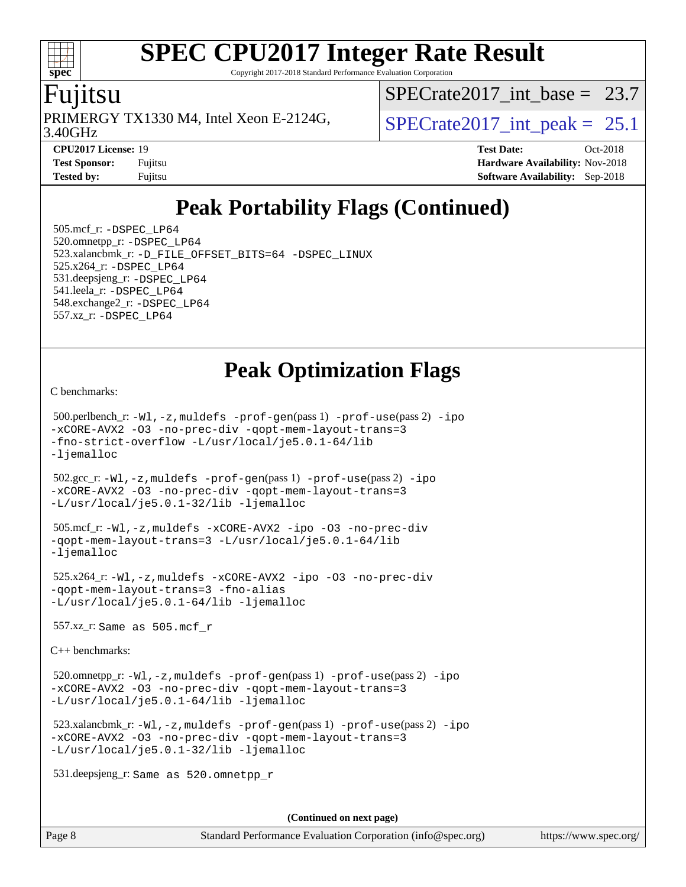# SPEC CPU2017 Integer Rate Result

Copyright 2017-2018 Standard Performance Evaluation Corporation

**Fujitsu**

PRIMERGY TX1330 M4, Intel Xeon E-2124G, 3.40GHz

SPECrate2017_int_base = 23.7

SPECrate2017_int_peak = 25.1

| | | | |
|---|---|---|---|
| **CPU2017 License:** | 19 | **Test Date:** | Oct-2018 |
| **Test Sponsor:** | Fujitsu | **Hardware Availability:** | Nov-2018 |
| **Tested by:** | Fujitsu | **Software Availability:** | Sep-2018 |

## Peak Portability Flags (Continued)

505.mcf_r: -DSPEC_LP64
520.omnetpp_r: -DSPEC_LP64
523.xalancbmk_r: -D_FILE_OFFSET_BITS=64 -DSPEC_LINUX
525.x264_r: -DSPEC_LP64
531.deepsjeng_r: -DSPEC_LP64
541.leela_r: -DSPEC_LP64
548.exchange2_r: -DSPEC_LP64
557.xz_r: -DSPEC_LP64

## Peak Optimization Flags

C benchmarks:

500.perlbench_r: -Wl,-z,muldefs -prof-gen(pass 1) -prof-use(pass 2) -ipo -xCORE-AVX2 -O3 -no-prec-div -qopt-mem-layout-trans=3 -fno-strict-overflow -L/usr/local/je5.0.1-64/lib -ljemalloc

502.gcc_r: -Wl,-z,muldefs -prof-gen(pass 1) -prof-use(pass 2) -ipo -xCORE-AVX2 -O3 -no-prec-div -qopt-mem-layout-trans=3 -L/usr/local/je5.0.1-32/lib -ljemalloc

505.mcf_r: -Wl,-z,muldefs -xCORE-AVX2 -ipo -O3 -no-prec-div -qopt-mem-layout-trans=3 -L/usr/local/je5.0.1-64/lib -ljemalloc

525.x264_r: -Wl,-z,muldefs -xCORE-AVX2 -ipo -O3 -no-prec-div -qopt-mem-layout-trans=3 -fno-alias -L/usr/local/je5.0.1-64/lib -ljemalloc

557.xz_r: Same as 505.mcf_r

C++ benchmarks:

520.omnetpp_r: -Wl,-z,muldefs -prof-gen(pass 1) -prof-use(pass 2) -ipo -xCORE-AVX2 -O3 -no-prec-div -qopt-mem-layout-trans=3 -L/usr/local/je5.0.1-64/lib -ljemalloc

523.xalancbmk_r: -Wl,-z,muldefs -prof-gen(pass 1) -prof-use(pass 2) -ipo -xCORE-AVX2 -O3 -no-prec-div -qopt-mem-layout-trans=3 -L/usr/local/je5.0.1-32/lib -ljemalloc

531.deepsjeng_r: Same as 520.omnetpp_r

(Continued on next page)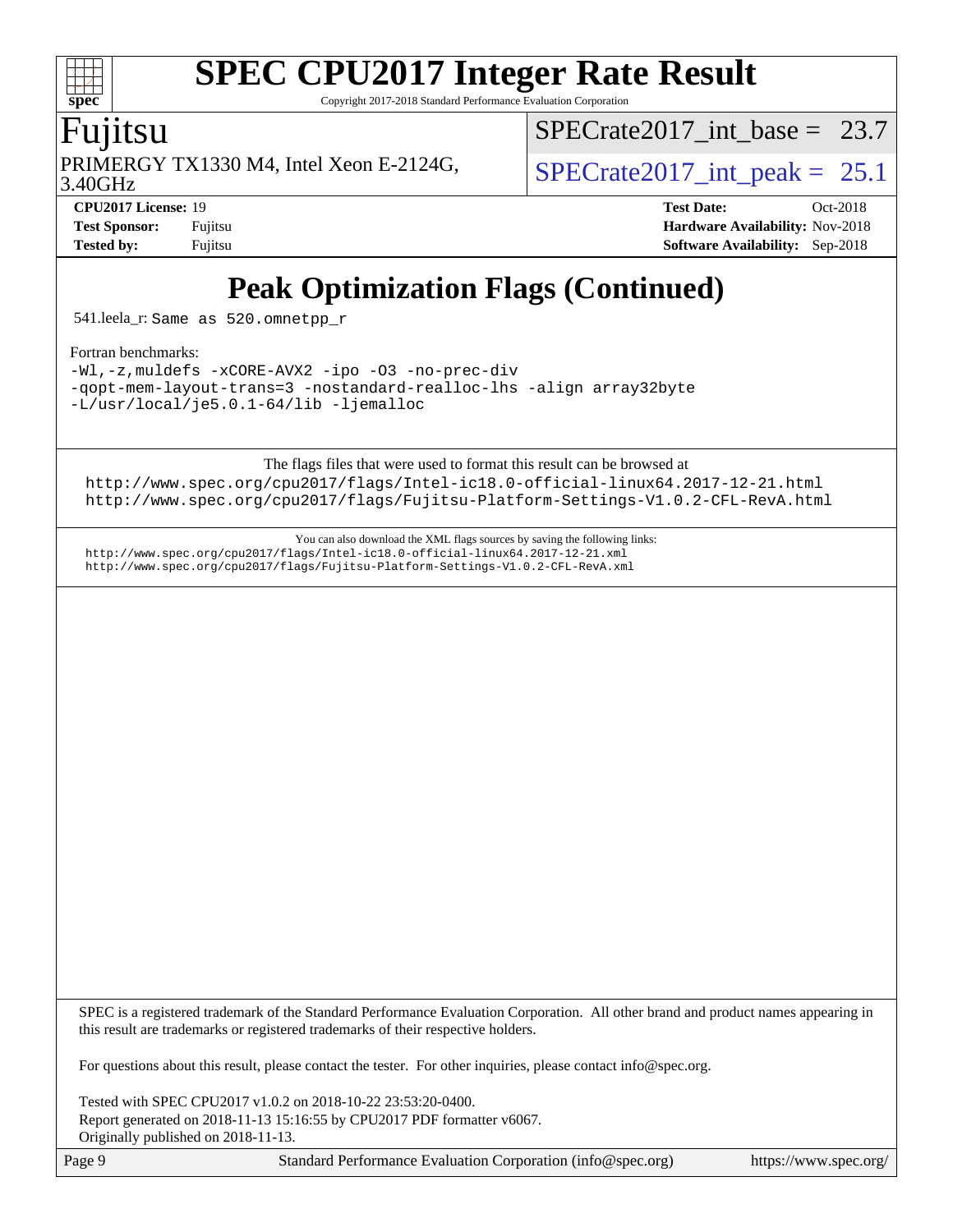# Peak Optimization Flags (Continued)

541.leela_r: Same as 520.omnetpp_r

Fortran benchmarks:

-Wl,-z,muldefs -xCORE-AVX2 -ipo -O3 -no-prec-div
-qopt-mem-layout-trans=3 -nostandard-realloc-lhs -align array32byte
-L/usr/local/je5.0.1-64/lib -ljemalloc

The flags files that were used to format this result can be browsed at

http://www.spec.org/cpu2017/flags/Intel-ic18.0-official-linux64.2017-12-21.html
http://www.spec.org/cpu2017/flags/Fujitsu-Platform-Settings-V1.0.2-CFL-RevA.html

You can also download the XML flags sources by saving the following links:

http://www.spec.org/cpu2017/flags/Intel-ic18.0-official-linux64.2017-12-21.xml
http://www.spec.org/cpu2017/flags/Fujitsu-Platform-Settings-V1.0.2-CFL-RevA.xml

SPEC is a registered trademark of the Standard Performance Evaluation Corporation. All other brand and product names appearing in this result are trademarks or registered trademarks of their respective holders.

For questions about this result, please contact the tester. For other inquiries, please contact info@spec.org.

Tested with SPEC CPU2017 v1.0.2 on 2018-10-22 23:53:20-0400.
Report generated on 2018-11-13 15:16:55 by CPU2017 PDF formatter v6067.
Originally published on 2018-11-13.